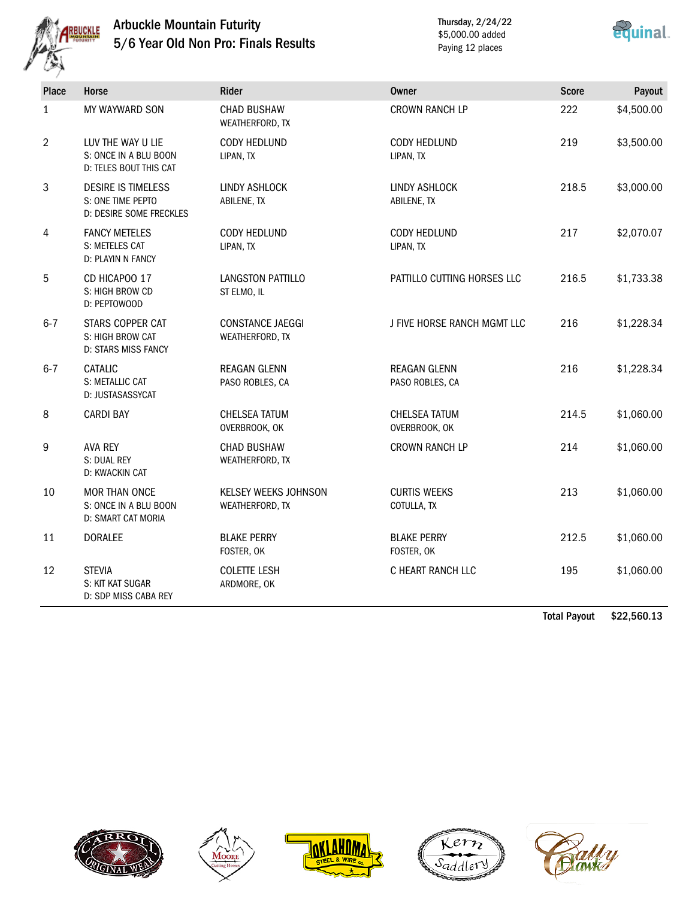# Arbuckle Mountain Futurity

## 5/6 Year Old Non Pro: Finals Results

Thursday, 2/24/22
$5,000.00 added
Paying 12 places

| Place | Horse | Rider | Owner | Score | Payout |
|---|---|---|---|---|---|
| 1 | MY WAYWARD SON | CHAD BUSHAW<br>WEATHERFORD, TX | CROWN RANCH LP | 222 | $4,500.00 |
| 2 | LUV THE WAY U LIE<br>S: ONCE IN A BLU BOON<br>D: TELES BOUT THIS CAT | CODY HEDLUND<br>LIPAN, TX | CODY HEDLUND<br>LIPAN, TX | 219 | $3,500.00 |
| 3 | DESIRE IS TIMELESS<br>S: ONE TIME PEPTO<br>D: DESIRE SOME FRECKLES | LINDY ASHLOCK<br>ABILENE, TX | LINDY ASHLOCK<br>ABILENE, TX | 218.5 | $3,000.00 |
| 4 | FANCY METELES<br>S: METELES CAT<br>D: PLAYIN N FANCY | CODY HEDLUND<br>LIPAN, TX | CODY HEDLUND<br>LIPAN, TX | 217 | $2,070.07 |
| 5 | CD HICAPOO 17<br>S: HIGH BROW CD<br>D: PEPTOWOOD | LANGSTON PATTILLO<br>ST ELMO, IL | PATTILLO CUTTING HORSES LLC | 216.5 | $1,733.38 |
| 6-7 | STARS COPPER CAT<br>S: HIGH BROW CAT<br>D: STARS MISS FANCY | CONSTANCE JAEGGI<br>WEATHERFORD, TX | J FIVE HORSE RANCH MGMT LLC | 216 | $1,228.34 |
| 6-7 | CATALIC<br>S: METALLIC CAT<br>D: JUSTASASSYCAT | REAGAN GLENN<br>PASO ROBLES, CA | REAGAN GLENN<br>PASO ROBLES, CA | 216 | $1,228.34 |
| 8 | CARDI BAY | CHELSEA TATUM<br>OVERBROOK, OK | CHELSEA TATUM<br>OVERBROOK, OK | 214.5 | $1,060.00 |
| 9 | AVA REY<br>S: DUAL REY<br>D: KWACKIN CAT | CHAD BUSHAW<br>WEATHERFORD, TX | CROWN RANCH LP | 214 | $1,060.00 |
| 10 | MOR THAN ONCE<br>S: ONCE IN A BLU BOON<br>D: SMART CAT MORIA | KELSEY WEEKS JOHNSON<br>WEATHERFORD, TX | CURTIS WEEKS<br>COTULLA, TX | 213 | $1,060.00 |
| 11 | DORALEE | BLAKE PERRY<br>FOSTER, OK | BLAKE PERRY<br>FOSTER, OK | 212.5 | $1,060.00 |
| 12 | STEVIA<br>S: KIT KAT SUGAR<br>D: SDP MISS CABA REY | COLETTE LESH<br>ARDMORE, OK | C HEART RANCH LLC | 195 | $1,060.00 |
| | | | | **Total Payout** | **$22,560.13** |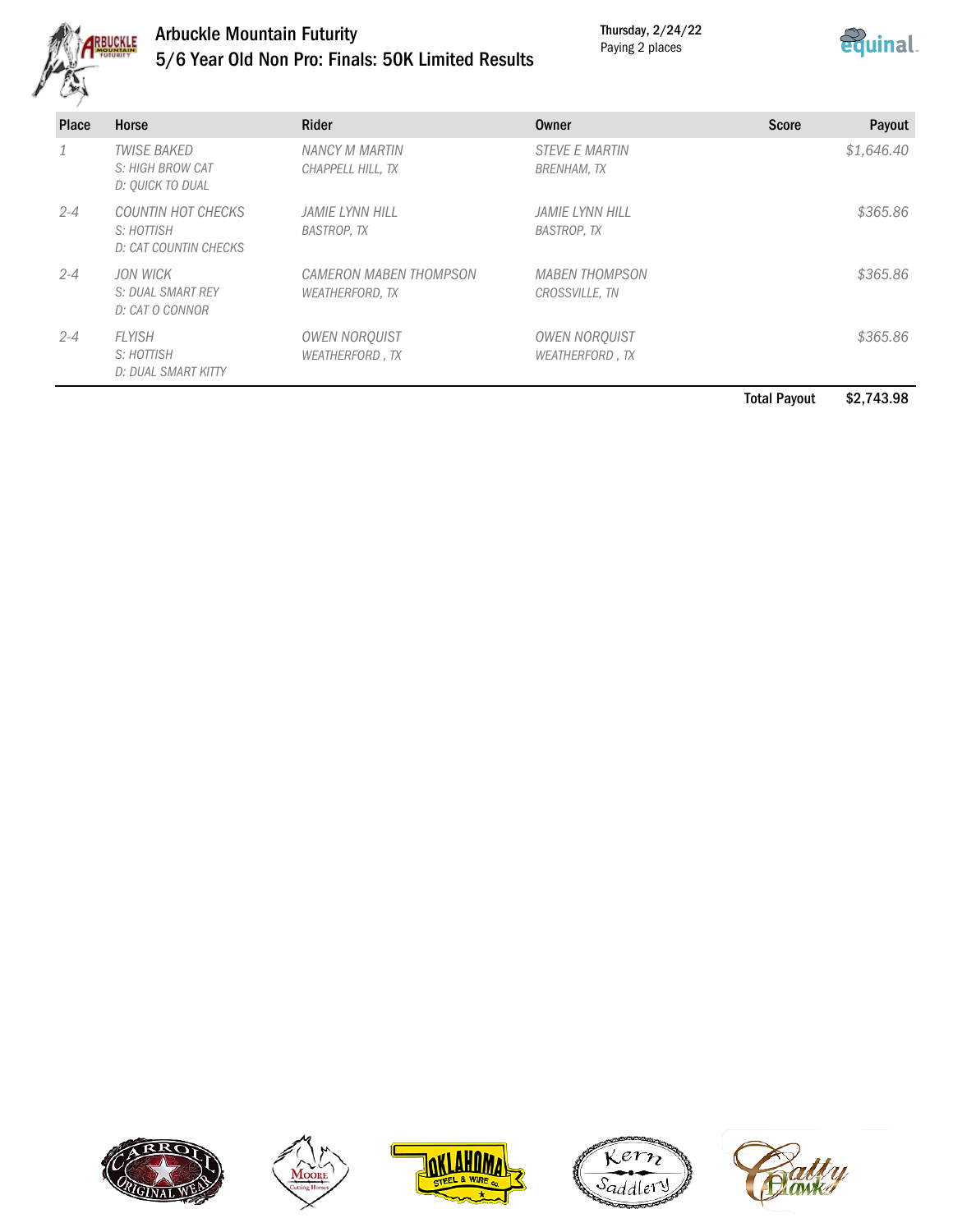# Arbuckle Mountain Futurity

## 5/6 Year Old Non Pro: Finals: 50K Limited Results

Thursday, 2/24/22
Paying 2 places

| Place | Horse | Rider | Owner | Score | Payout |
|---|---|---|---|---|---|
| 1 | TWISE BAKED<br>S: HIGH BROW CAT<br>D: QUICK TO DUAL | NANCY M MARTIN<br>CHAPPELL HILL, TX | STEVE E MARTIN<br>BRENHAM, TX | | $1,646.40 |
| 2-4 | COUNTIN HOT CHECKS<br>S: HOTTISH<br>D: CAT COUNTIN CHECKS | JAMIE LYNN HILL<br>BASTROP, TX | JAMIE LYNN HILL<br>BASTROP, TX | | $365.86 |
| 2-4 | JON WICK<br>S: DUAL SMART REY<br>D: CAT O CONNOR | CAMERON MABEN THOMPSON<br>WEATHERFORD, TX | MABEN THOMPSON<br>CROSSVILLE, TN | | $365.86 |
| 2-4 | FLYISH<br>S: HOTTISH<br>D: DUAL SMART KITTY | OWEN NORQUIST<br>WEATHERFORD , TX | OWEN NORQUIST<br>WEATHERFORD , TX | | $365.86 |

**Total Payout** **$2,743.98**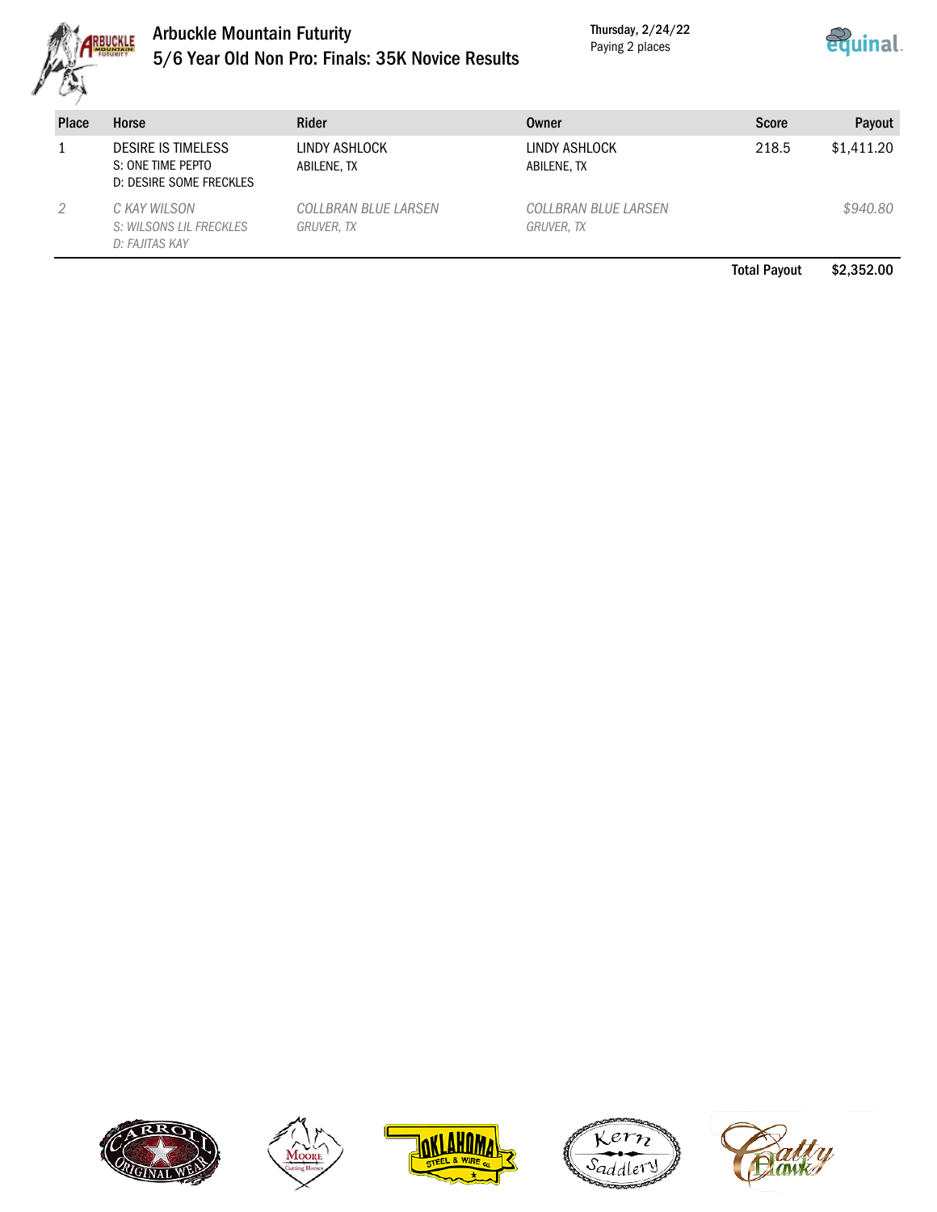# Arbuckle Mountain Futurity

## 5/6 Year Old Non Pro: Finals: 35K Novice Results

Thursday, 2/24/22
Paying 2 places

| Place | Horse | Rider | Owner | Score | Payout |
|---|---|---|---|---|---|
| 1 | DESIRE IS TIMELESS<br>S: ONE TIME PEPTO<br>D: DESIRE SOME FRECKLES | LINDY ASHLOCK<br>ABILENE, TX | LINDY ASHLOCK<br>ABILENE, TX | 218.5 | $1,411.20 |
| *2* | *C KAY WILSON*<br>*S: WILSONS LIL FRECKLES*<br>*D: FAJITAS KAY* | *COLLBRAN BLUE LARSEN*<br>*GRUVER, TX* | *COLLBRAN BLUE LARSEN*<br>*GRUVER, TX* | | *$940.80* |
| | | | | **Total Payout** | **$2,352.00** |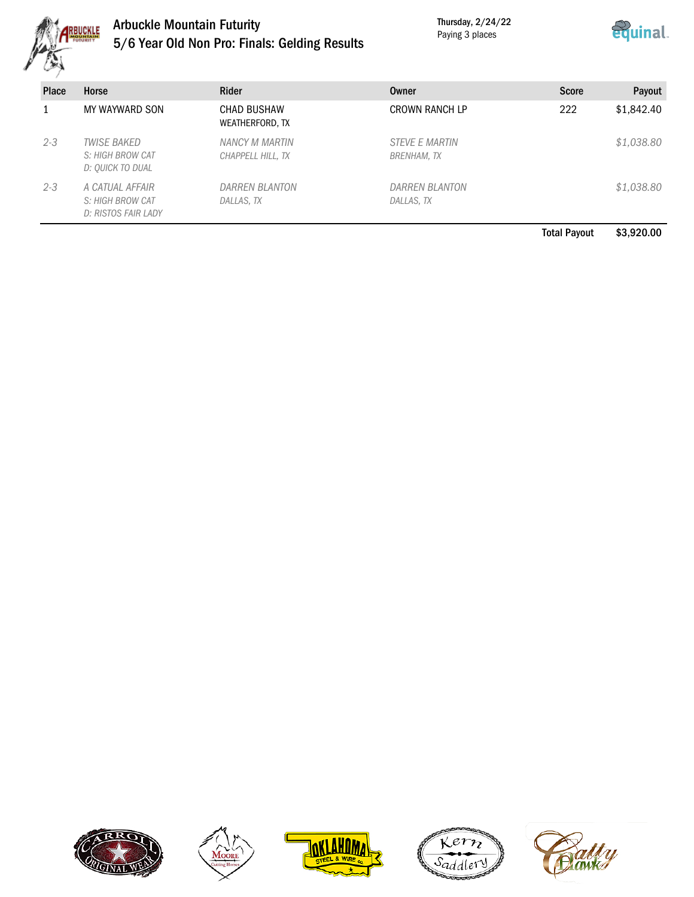# Arbuckle Mountain Futurity

## 5/6 Year Old Non Pro: Finals: Gelding Results

Thursday, 2/24/22
Paying 3 places

| Place | Horse | Rider | Owner | Score | Payout |
|---|---|---|---|---|---|
| 1 | MY WAYWARD SON | CHAD BUSHAW<br>WEATHERFORD, TX | CROWN RANCH LP | 222 | $1,842.40 |
| *2-3* | *TWISE BAKED*<br>*S: HIGH BROW CAT*<br>*D: QUICK TO DUAL* | *NANCY M MARTIN*<br>*CHAPPELL HILL, TX* | *STEVE E MARTIN*<br>*BRENHAM, TX* | | *$1,038.80* |
| *2-3* | *A CATUAL AFFAIR*<br>*S: HIGH BROW CAT*<br>*D: RISTOS FAIR LADY* | *DARREN BLANTON*<br>*DALLAS, TX* | *DARREN BLANTON*<br>*DALLAS, TX* | | *$1,038.80* |
| | | | | **Total Payout** | **$3,920.00** |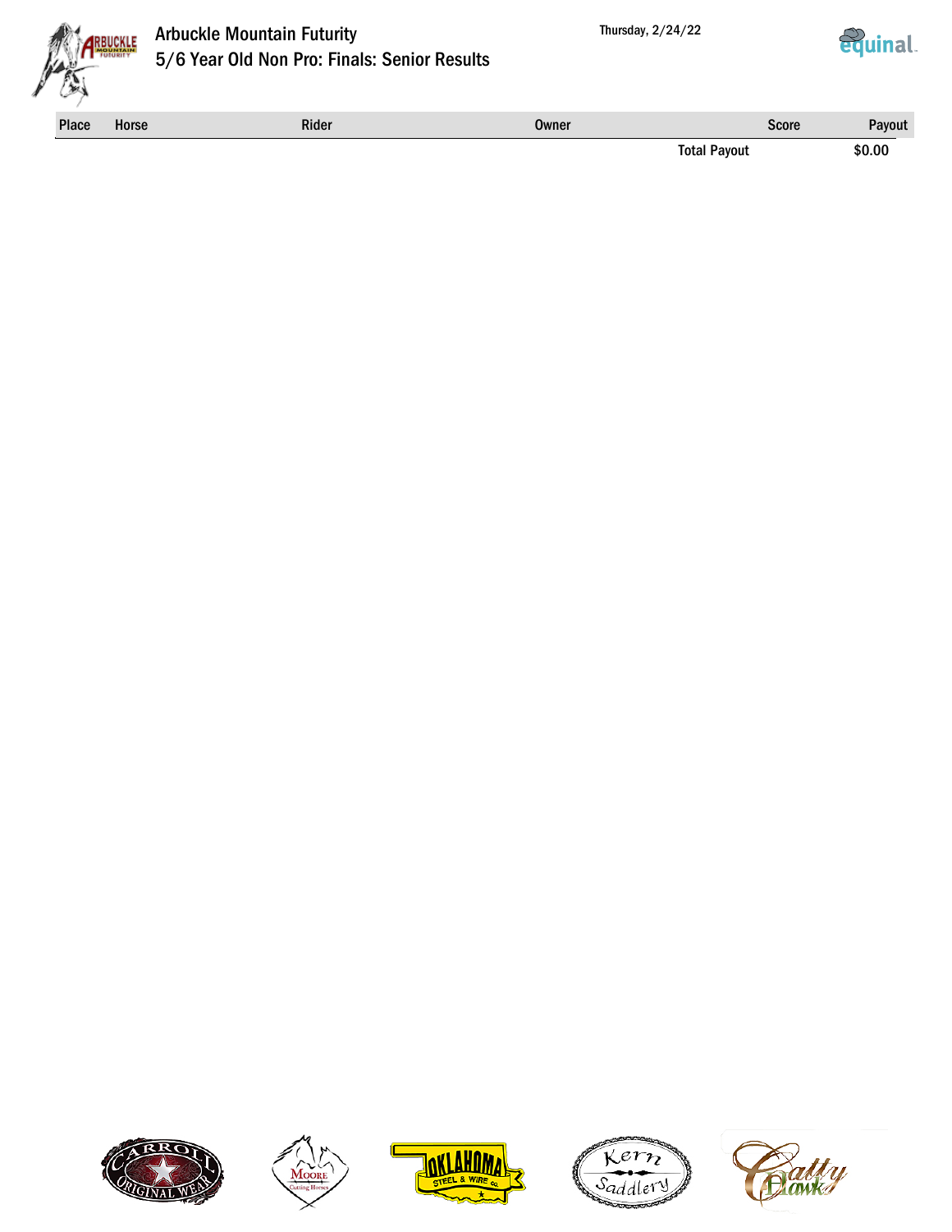# Arbuckle Mountain Futurity

## 5/6 Year Old Non Pro: Finals: Senior Results

Thursday, 2/24/22

| Place | Horse | Rider | Owner | Score | Payout |
|---|---|---|---|---|---|
| | | | | Total Payout | $0.00 |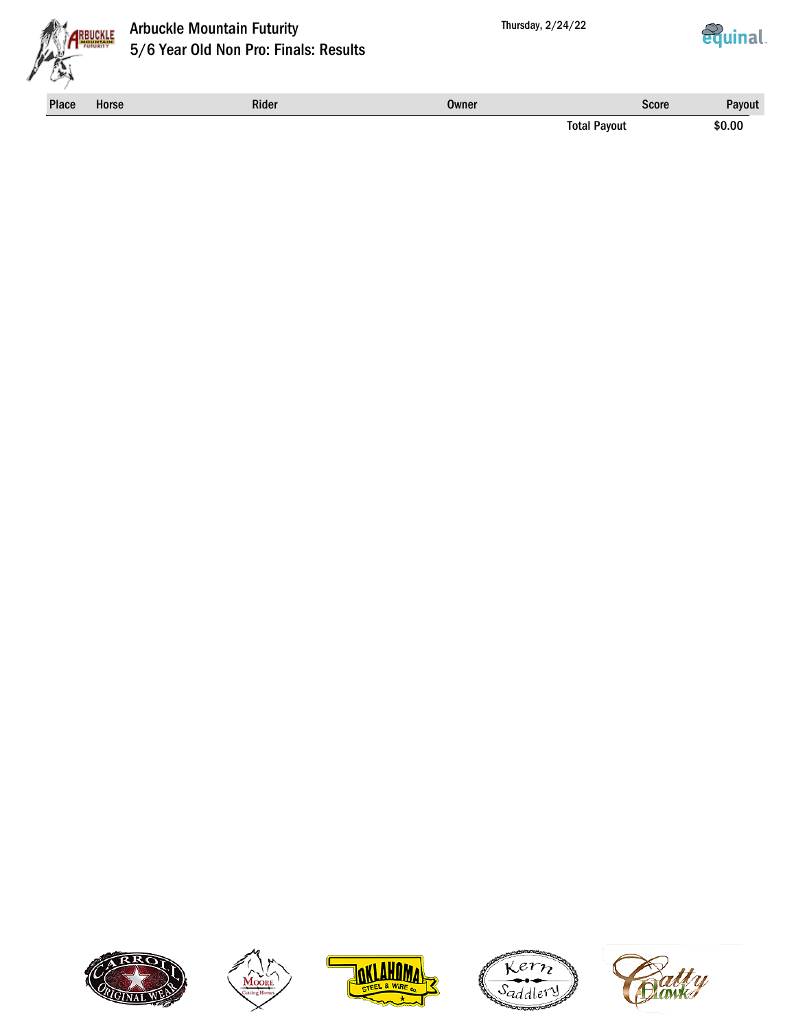# Arbuckle Mountain Futurity

## 5/6 Year Old Non Pro: Finals: Results

Thursday, 2/24/22

| Place | Horse | Rider | Owner | Score | Payout |
|---|---|---|---|---|---|
| | | | | Total Payout | $0.00 |